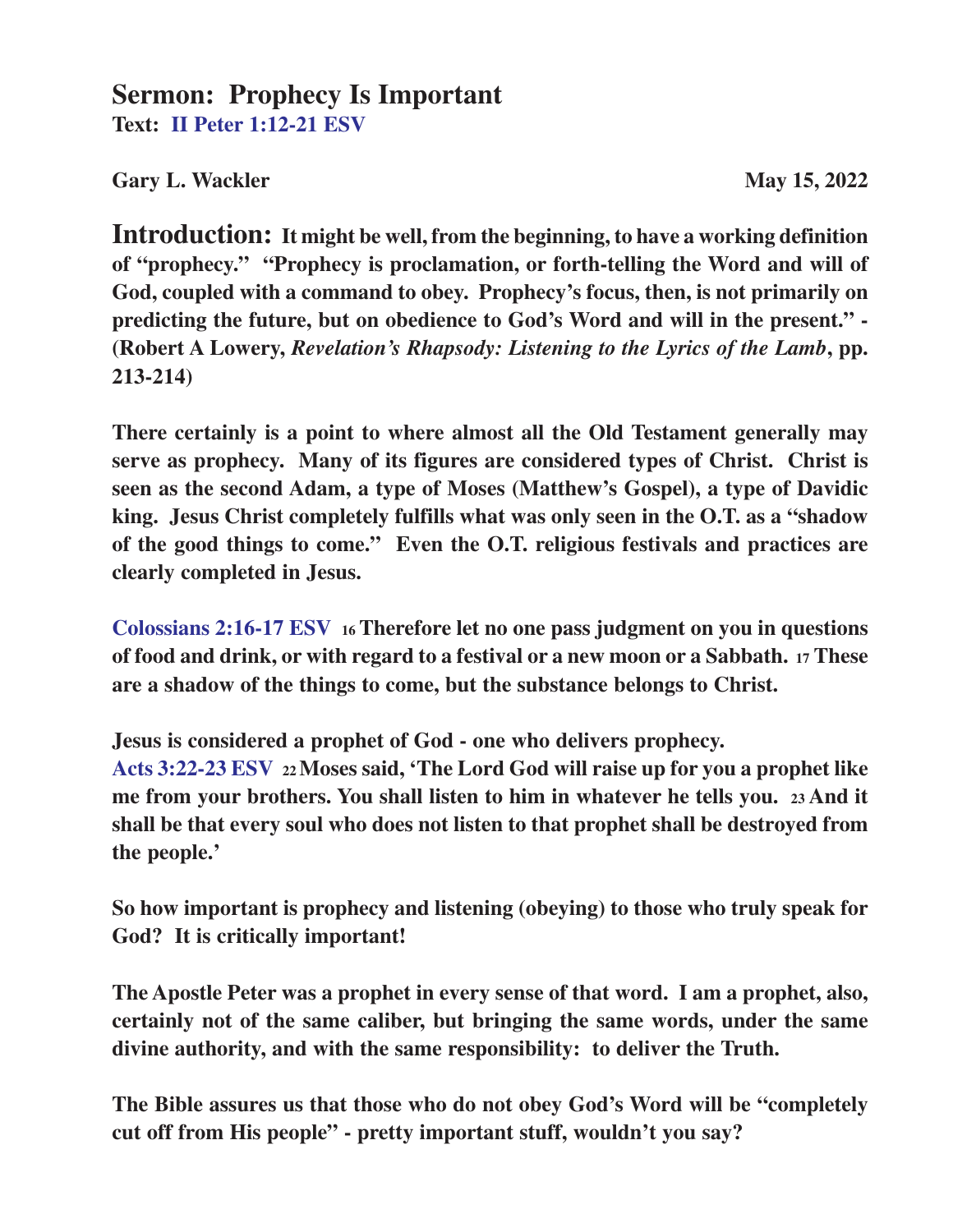# Sermon: Prophecy Is Important

**Text: II Peter 1:12-21 ESV**

**Gary L. Wackler** **May 15, 2022**

**Introduction: It might be well, from the beginning, to have a working definition of "prophecy." "Prophecy is proclamation, or forth-telling the Word and will of God, coupled with a command to obey. Prophecy's focus, then, is not primarily on predicting the future, but on obedience to God's Word and will in the present." - (Robert A Lowery, *Revelation's Rhapsody: Listening to the Lyrics of the Lamb*, pp. 213-214)**

**There certainly is a point to where almost all the Old Testament generally may serve as prophecy. Many of its figures are considered types of Christ. Christ is seen as the second Adam, a type of Moses (Matthew's Gospel), a type of Davidic king. Jesus Christ completely fulfills what was only seen in the O.T. as a "shadow of the good things to come." Even the O.T. religious festivals and practices are clearly completed in Jesus.**

**Colossians 2:16-17 ESV 16 Therefore let no one pass judgment on you in questions of food and drink, or with regard to a festival or a new moon or a Sabbath. 17 These are a shadow of the things to come, but the substance belongs to Christ.**

**Jesus is considered a prophet of God - one who delivers prophecy.**
**Acts 3:22-23 ESV 22 Moses said, 'The Lord God will raise up for you a prophet like me from your brothers. You shall listen to him in whatever he tells you. 23 And it shall be that every soul who does not listen to that prophet shall be destroyed from the people.'**

**So how important is prophecy and listening (obeying) to those who truly speak for God? It is critically important!**

**The Apostle Peter was a prophet in every sense of that word. I am a prophet, also, certainly not of the same caliber, but bringing the same words, under the same divine authority, and with the same responsibility: to deliver the Truth.**

**The Bible assures us that those who do not obey God's Word will be "completely cut off from His people" - pretty important stuff, wouldn't you say?**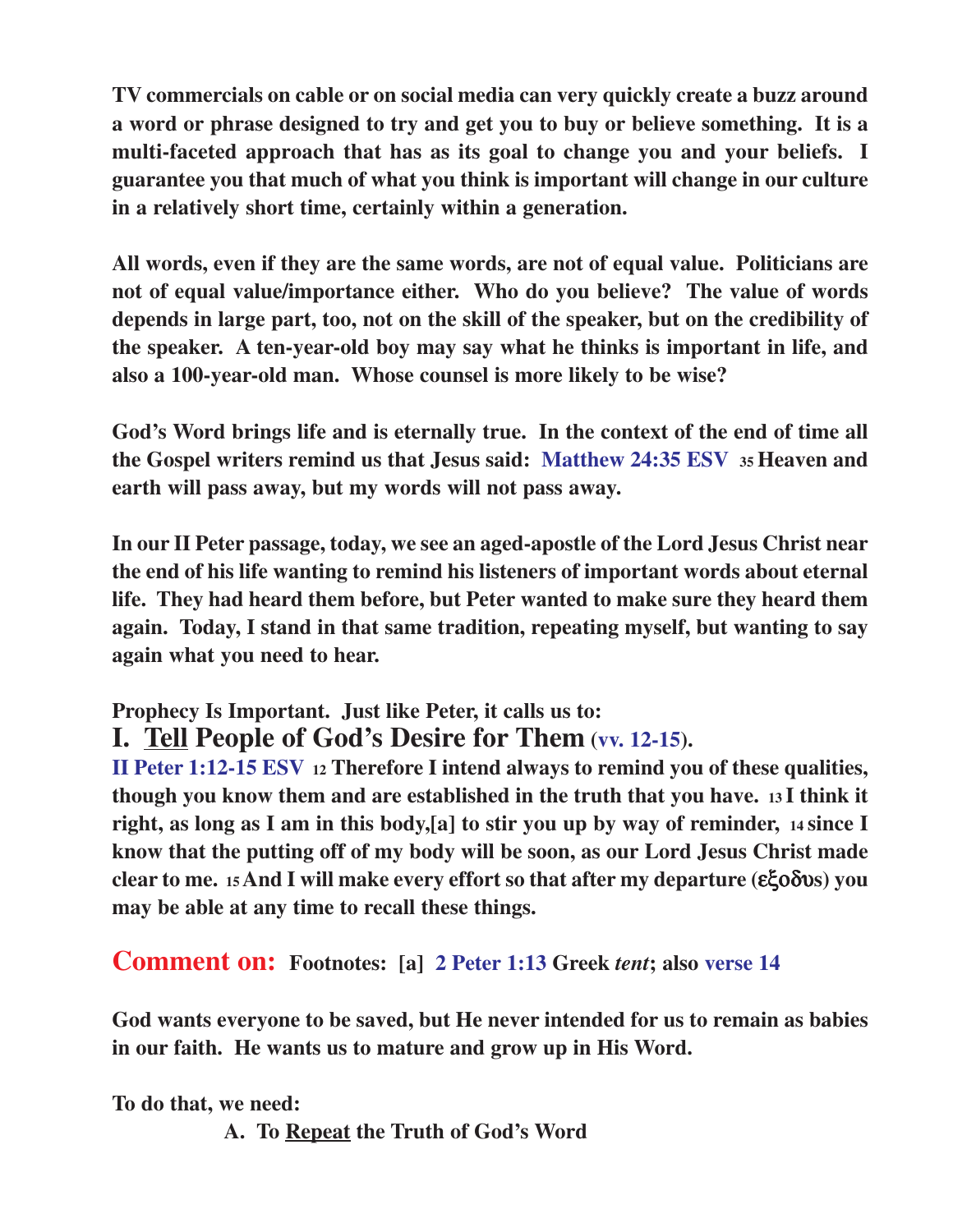**TV commercials on cable or on social media can very quickly create a buzz around a word or phrase designed to try and get you to buy or believe something. It is a multi-faceted approach that has as its goal to change you and your beliefs. I guarantee you that much of what you think is important will change in our culture in a relatively short time, certainly within a generation.**

**All words, even if they are the same words, are not of equal value. Politicians are not of equal value/importance either. Who do you believe? The value of words depends in large part, too, not on the skill of the speaker, but on the credibility of the speaker. A ten-year-old boy may say what he thinks is important in life, and also a 100-year-old man. Whose counsel is more likely to be wise?**

**God's Word brings life and is eternally true. In the context of the end of time all the Gospel writers remind us that Jesus said: Matthew 24:35 ESV 35 Heaven and earth will pass away, but my words will not pass away.**

**In our II Peter passage, today, we see an aged-apostle of the Lord Jesus Christ near the end of his life wanting to remind his listeners of important words about eternal life. They had heard them before, but Peter wanted to make sure they heard them again. Today, I stand in that same tradition, repeating myself, but wanting to say again what you need to hear.**

**Prophecy Is Important. Just like Peter, it calls us to:**

## I. Tell People of God's Desire for Them (vv. 12-15).

**II Peter 1:12-15 ESV 12 Therefore I intend always to remind you of these qualities, though you know them and are established in the truth that you have. 13 I think it right, as long as I am in this body,[a] to stir you up by way of reminder, 14 since I know that the putting off of my body will be soon, as our Lord Jesus Christ made clear to me. 15 And I will make every effort so that after my departure (εξοδυs) you may be able at any time to recall these things.**

**Comment on: Footnotes: [a] 2 Peter 1:13 Greek *tent*; also verse 14**

**God wants everyone to be saved, but He never intended for us to remain as babies in our faith. He wants us to mature and grow up in His Word.**

**To do that, we need:**

**A. To Repeat the Truth of God's Word**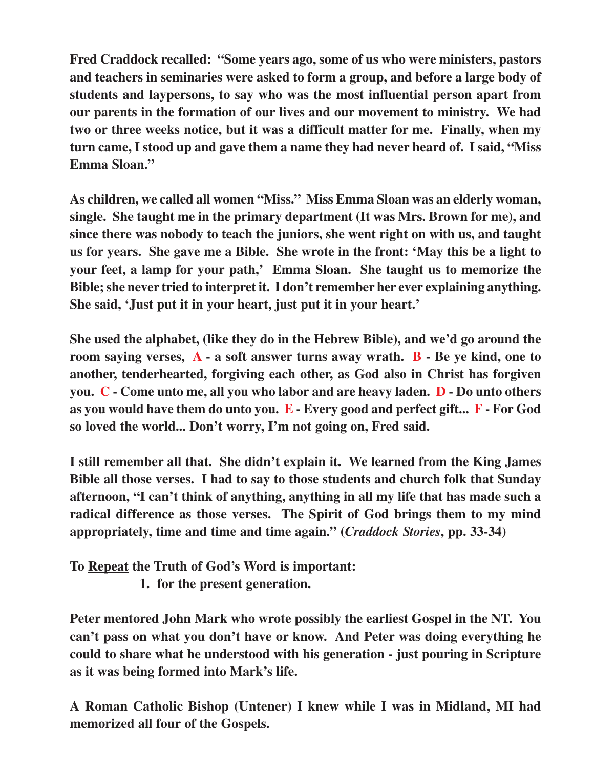**Fred Craddock recalled: "Some years ago, some of us who were ministers, pastors and teachers in seminaries were asked to form a group, and before a large body of students and laypersons, to say who was the most influential person apart from our parents in the formation of our lives and our movement to ministry. We had two or three weeks notice, but it was a difficult matter for me. Finally, when my turn came, I stood up and gave them a name they had never heard of. I said, "Miss Emma Sloan."**

**As children, we called all women "Miss." Miss Emma Sloan was an elderly woman, single. She taught me in the primary department (It was Mrs. Brown for me), and since there was nobody to teach the juniors, she went right on with us, and taught us for years. She gave me a Bible. She wrote in the front: 'May this be a light to your feet, a lamp for your path,' Emma Sloan. She taught us to memorize the Bible; she never tried to interpret it. I don't remember her ever explaining anything. She said, 'Just put it in your heart, just put it in your heart.'**

**She used the alphabet, (like they do in the Hebrew Bible), and we'd go around the room saying verses, A - a soft answer turns away wrath. B - Be ye kind, one to another, tenderhearted, forgiving each other, as God also in Christ has forgiven you. C - Come unto me, all you who labor and are heavy laden. D - Do unto others as you would have them do unto you. E - Every good and perfect gift... F - For God so loved the world... Don't worry, I'm not going on, Fred said.**

**I still remember all that. She didn't explain it. We learned from the King James Bible all those verses. I had to say to those students and church folk that Sunday afternoon, "I can't think of anything, anything in all my life that has made such a radical difference as those verses. The Spirit of God brings them to my mind appropriately, time and time and time again." (*Craddock Stories*, pp. 33-34)**

**To <u>Repeat</u> the Truth of God's Word is important:**

**1. for the <u>present</u> generation.**

**Peter mentored John Mark who wrote possibly the earliest Gospel in the NT. You can't pass on what you don't have or know. And Peter was doing everything he could to share what he understood with his generation - just pouring in Scripture as it was being formed into Mark's life.**

**A Roman Catholic Bishop (Untener) I knew while I was in Midland, MI had memorized all four of the Gospels.**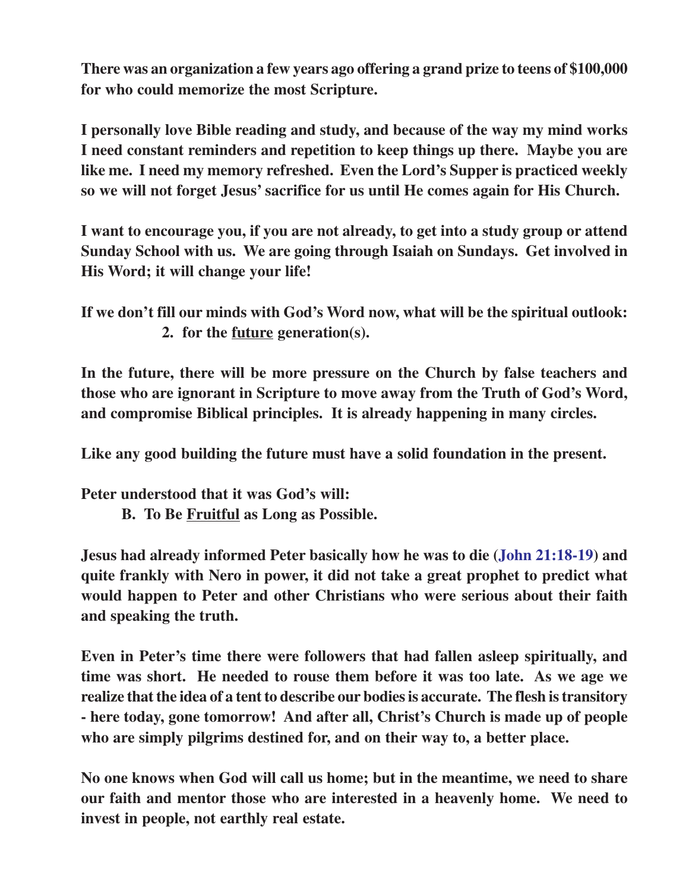**There was an organization a few years ago offering a grand prize to teens of $100,000 for who could memorize the most Scripture.**

**I personally love Bible reading and study, and because of the way my mind works I need constant reminders and repetition to keep things up there. Maybe you are like me. I need my memory refreshed. Even the Lord's Supper is practiced weekly so we will not forget Jesus' sacrifice for us until He comes again for His Church.**

**I want to encourage you, if you are not already, to get into a study group or attend Sunday School with us. We are going through Isaiah on Sundays. Get involved in His Word; it will change your life!**

**If we don't fill our minds with God's Word now, what will be the spiritual outlook:**

**2. for the <u>future</u> generation(s).**

**In the future, there will be more pressure on the Church by false teachers and those who are ignorant in Scripture to move away from the Truth of God's Word, and compromise Biblical principles. It is already happening in many circles.**

**Like any good building the future must have a solid foundation in the present.**

**Peter understood that it was God's will:**

**B. To Be <u>Fruitful</u> as Long as Possible.**

**Jesus had already informed Peter basically how he was to die (John 21:18-19) and quite frankly with Nero in power, it did not take a great prophet to predict what would happen to Peter and other Christians who were serious about their faith and speaking the truth.**

**Even in Peter's time there were followers that had fallen asleep spiritually, and time was short. He needed to rouse them before it was too late. As we age we realize that the idea of a tent to describe our bodies is accurate. The flesh is transitory - here today, gone tomorrow! And after all, Christ's Church is made up of people who are simply pilgrims destined for, and on their way to, a better place.**

**No one knows when God will call us home; but in the meantime, we need to share our faith and mentor those who are interested in a heavenly home. We need to invest in people, not earthly real estate.**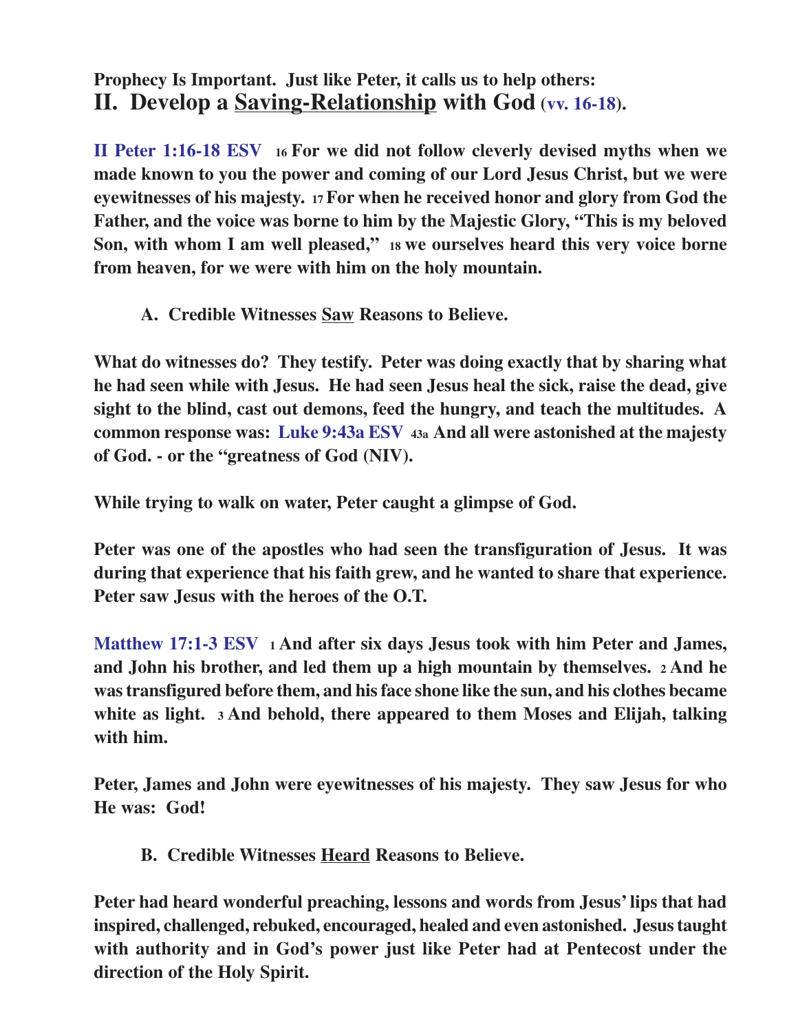**Prophecy Is Important. Just like Peter, it calls us to help others:**

## II. Develop a <u>Saving-Relationship</u> with God (vv. 16-18).

**II Peter 1:16-18 ESV** 16 **For we did not follow cleverly devised myths when we made known to you the power and coming of our Lord Jesus Christ, but we were eyewitnesses of his majesty.** 17 **For when he received honor and glory from God the Father, and the voice was borne to him by the Majestic Glory, "This is my beloved Son, with whom I am well pleased,"** 18 **we ourselves heard this very voice borne from heaven, for we were with him on the holy mountain.**

### A. Credible Witnesses <u>Saw</u> Reasons to Believe.

**What do witnesses do? They testify. Peter was doing exactly that by sharing what he had seen while with Jesus. He had seen Jesus heal the sick, raise the dead, give sight to the blind, cast out demons, feed the hungry, and teach the multitudes. A common response was: Luke 9:43a ESV** 43a **And all were astonished at the majesty of God. - or the "greatness of God (NIV).**

**While trying to walk on water, Peter caught a glimpse of God.**

**Peter was one of the apostles who had seen the transfiguration of Jesus. It was during that experience that his faith grew, and he wanted to share that experience. Peter saw Jesus with the heroes of the O.T.**

**Matthew 17:1-3 ESV** 1 **And after six days Jesus took with him Peter and James, and John his brother, and led them up a high mountain by themselves.** 2 **And he was transfigured before them, and his face shone like the sun, and his clothes became white as light.** 3 **And behold, there appeared to them Moses and Elijah, talking with him.**

**Peter, James and John were eyewitnesses of his majesty. They saw Jesus for who He was: God!**

### B. Credible Witnesses <u>Heard</u> Reasons to Believe.

**Peter had heard wonderful preaching, lessons and words from Jesus' lips that had inspired, challenged, rebuked, encouraged, healed and even astonished. Jesus taught with authority and in God's power just like Peter had at Pentecost under the direction of the Holy Spirit.**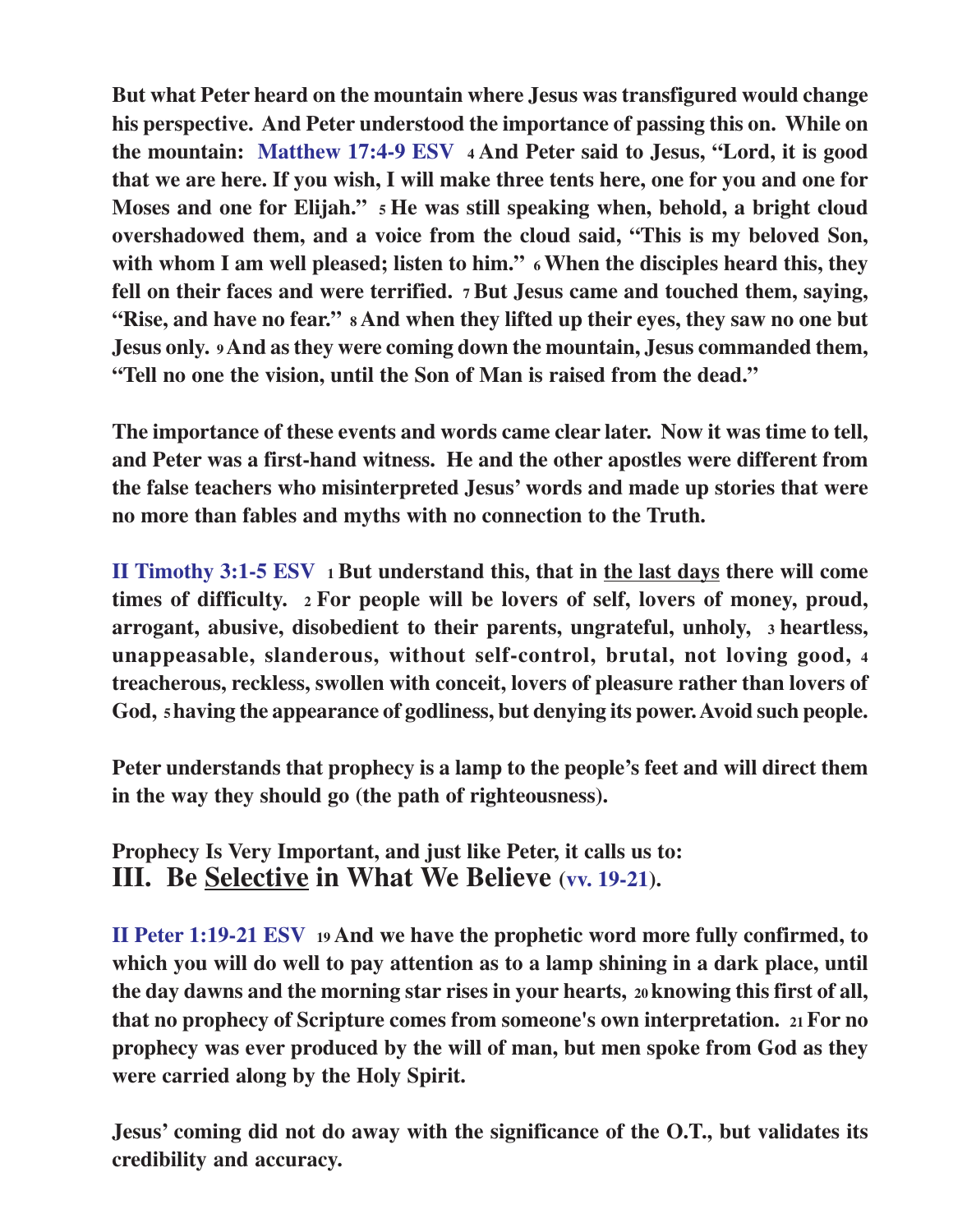**But what Peter heard on the mountain where Jesus was transfigured would change his perspective. And Peter understood the importance of passing this on. While on the mountain: Matthew 17:4-9 ESV 4 And Peter said to Jesus, "Lord, it is good that we are here. If you wish, I will make three tents here, one for you and one for Moses and one for Elijah." 5 He was still speaking when, behold, a bright cloud overshadowed them, and a voice from the cloud said, "This is my beloved Son, with whom I am well pleased; listen to him." 6 When the disciples heard this, they fell on their faces and were terrified. 7 But Jesus came and touched them, saying, "Rise, and have no fear." 8 And when they lifted up their eyes, they saw no one but Jesus only. 9 And as they were coming down the mountain, Jesus commanded them, "Tell no one the vision, until the Son of Man is raised from the dead."**

**The importance of these events and words came clear later. Now it was time to tell, and Peter was a first-hand witness. He and the other apostles were different from the false teachers who misinterpreted Jesus' words and made up stories that were no more than fables and myths with no connection to the Truth.**

**II Timothy 3:1-5 ESV 1 But understand this, that in <u>the last days</u> there will come times of difficulty. 2 For people will be lovers of self, lovers of money, proud, arrogant, abusive, disobedient to their parents, ungrateful, unholy, 3 heartless, unappeasable, slanderous, without self-control, brutal, not loving good, 4 treacherous, reckless, swollen with conceit, lovers of pleasure rather than lovers of God, 5 having the appearance of godliness, but denying its power. Avoid such people.**

**Peter understands that prophecy is a lamp to the people's feet and will direct them in the way they should go (the path of righteousness).**

**Prophecy Is Very Important, and just like Peter, it calls us to:**

## III. Be <u>Selective</u> in What We Believe (vv. 19-21).

**II Peter 1:19-21 ESV 19 And we have the prophetic word more fully confirmed, to which you will do well to pay attention as to a lamp shining in a dark place, until the day dawns and the morning star rises in your hearts, 20 knowing this first of all, that no prophecy of Scripture comes from someone's own interpretation. 21 For no prophecy was ever produced by the will of man, but men spoke from God as they were carried along by the Holy Spirit.**

**Jesus' coming did not do away with the significance of the O.T., but validates its credibility and accuracy.**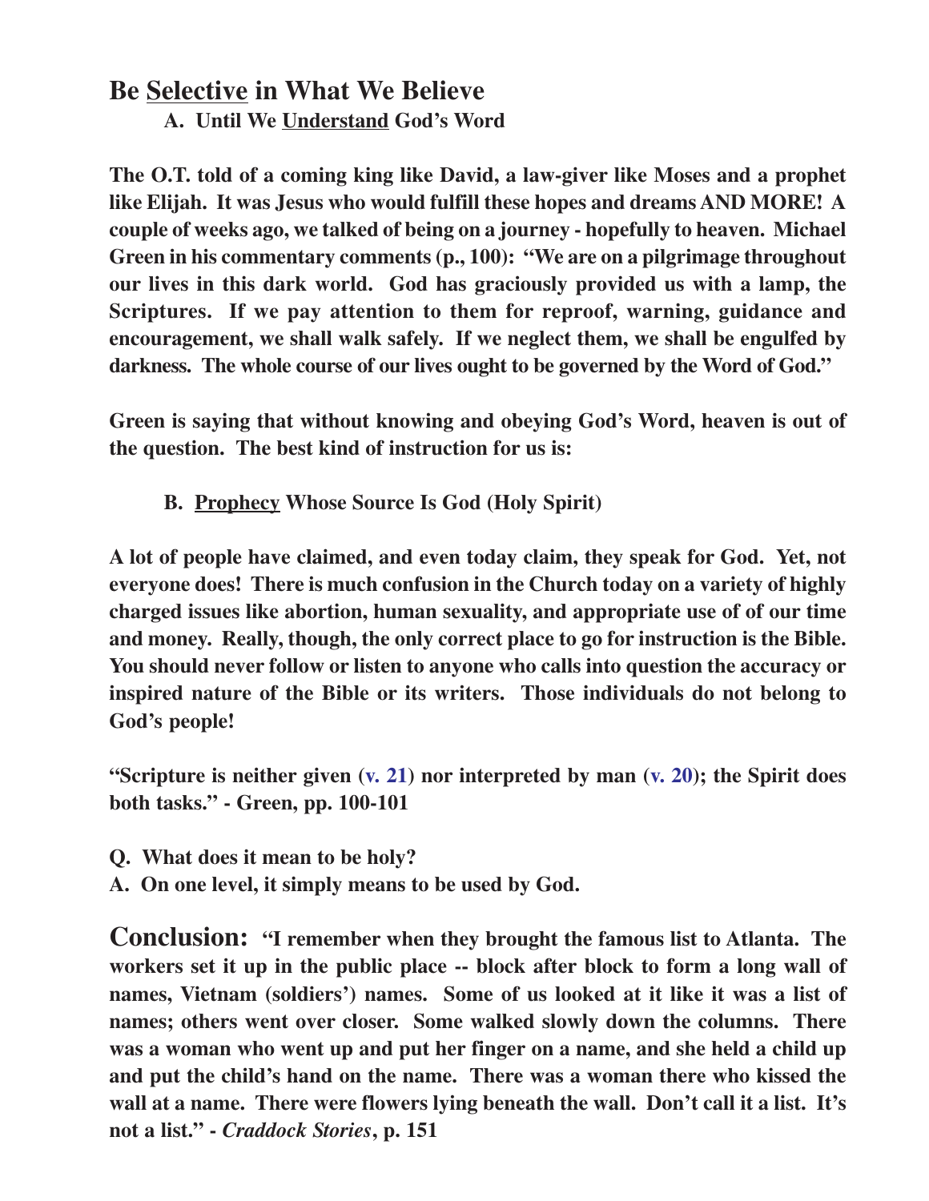## Be <u>Selective</u> in What We Believe

### A. Until We <u>Understand</u> God's Word

**The O.T. told of a coming king like David, a law-giver like Moses and a prophet like Elijah. It was Jesus who would fulfill these hopes and dreams AND MORE! A couple of weeks ago, we talked of being on a journey - hopefully to heaven. Michael Green in his commentary comments (p., 100): "We are on a pilgrimage throughout our lives in this dark world. God has graciously provided us with a lamp, the Scriptures. If we pay attention to them for reproof, warning, guidance and encouragement, we shall walk safely. If we neglect them, we shall be engulfed by darkness. The whole course of our lives ought to be governed by the Word of God."**

**Green is saying that without knowing and obeying God's Word, heaven is out of the question. The best kind of instruction for us is:**

### B. <u>Prophecy</u> Whose Source Is God (Holy Spirit)

**A lot of people have claimed, and even today claim, they speak for God. Yet, not everyone does! There is much confusion in the Church today on a variety of highly charged issues like abortion, human sexuality, and appropriate use of of our time and money. Really, though, the only correct place to go for instruction is the Bible. You should never follow or listen to anyone who calls into question the accuracy or inspired nature of the Bible or its writers. Those individuals do not belong to God's people!**

**"Scripture is neither given (v. 21) nor interpreted by man (v. 20); the Spirit does both tasks." - Green, pp. 100-101**

**Q. What does it mean to be holy?**
**A. On one level, it simply means to be used by God.**

**Conclusion: "I remember when they brought the famous list to Atlanta. The workers set it up in the public place -- block after block to form a long wall of names, Vietnam (soldiers') names. Some of us looked at it like it was a list of names; others went over closer. Some walked slowly down the columns. There was a woman who went up and put her finger on a name, and she held a child up and put the child's hand on the name. There was a woman there who kissed the wall at a name. There were flowers lying beneath the wall. Don't call it a list. It's not a list." - *Craddock Stories*, p. 151**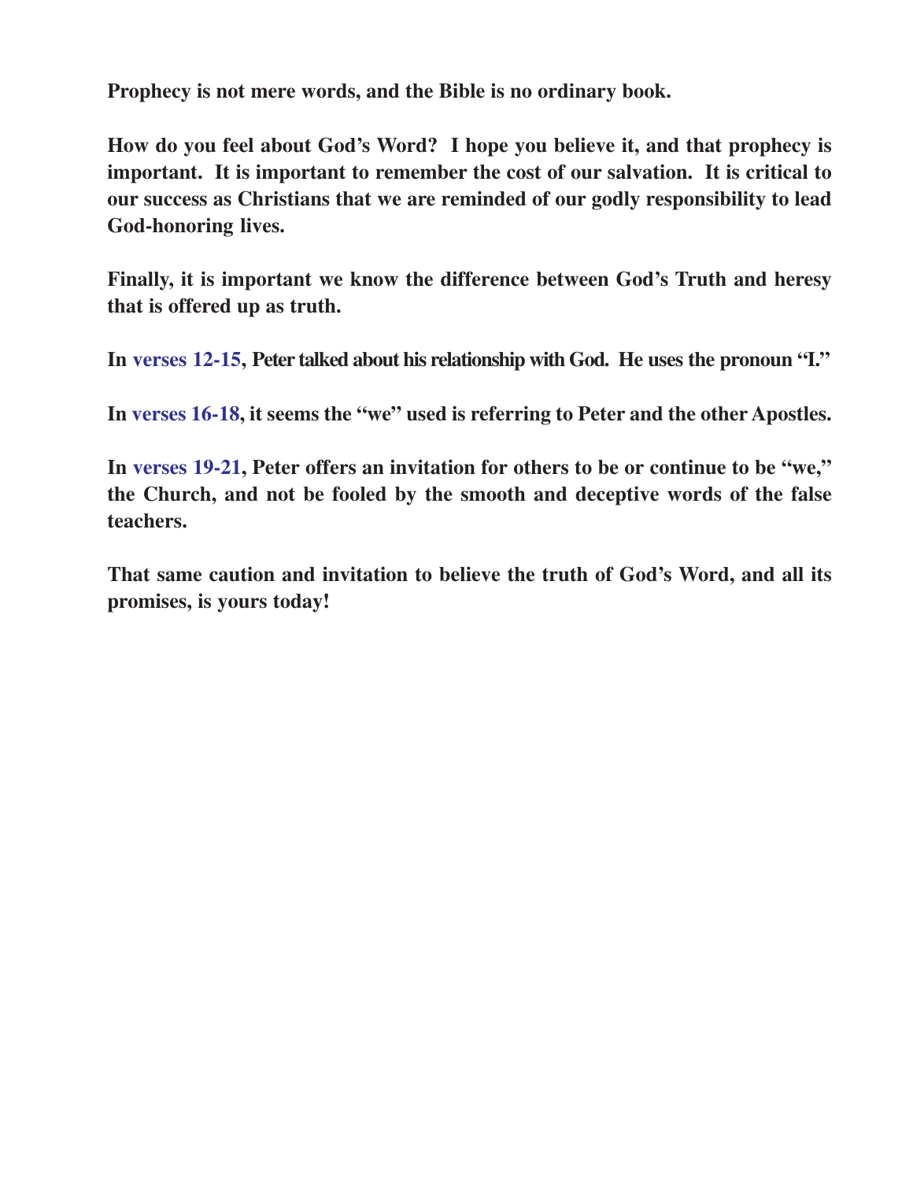**Prophecy is not mere words, and the Bible is no ordinary book.**

**How do you feel about God's Word? I hope you believe it, and that prophecy is important. It is important to remember the cost of our salvation. It is critical to our success as Christians that we are reminded of our godly responsibility to lead God-honoring lives.**

**Finally, it is important we know the difference between God's Truth and heresy that is offered up as truth.**

**In verses 12-15, Peter talked about his relationship with God. He uses the pronoun "I."**

**In verses 16-18, it seems the "we" used is referring to Peter and the other Apostles.**

**In verses 19-21, Peter offers an invitation for others to be or continue to be "we," the Church, and not be fooled by the smooth and deceptive words of the false teachers.**

**That same caution and invitation to believe the truth of God's Word, and all its promises, is yours today!**